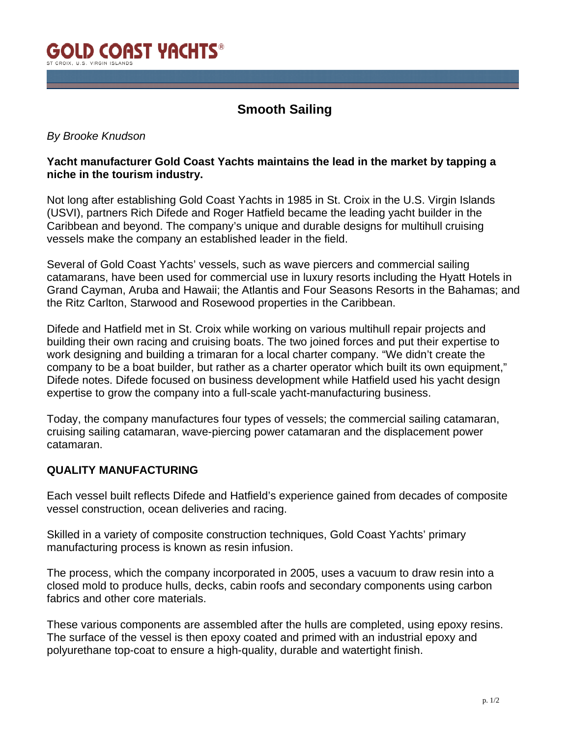# GOLD COAST YACHTS®

ST CROIX, U.S. VIRGIN ISLANDS

## Smooth Sailing

*By Brooke Knudson*

**Yacht manufacturer Gold Coast Yachts maintains the lead in the market by tapping a niche in the tourism industry.**

Not long after establishing Gold Coast Yachts in 1985 in St. Croix in the U.S. Virgin Islands (USVI), partners Rich Difede and Roger Hatfield became the leading yacht builder in the Caribbean and beyond. The company's unique and durable designs for multihull cruising vessels make the company an established leader in the field.

Several of Gold Coast Yachts' vessels, such as wave piercers and commercial sailing catamarans, have been used for commercial use in luxury resorts including the Hyatt Hotels in Grand Cayman, Aruba and Hawaii; the Atlantis and Four Seasons Resorts in the Bahamas; and the Ritz Carlton, Starwood and Rosewood properties in the Caribbean.

Difede and Hatfield met in St. Croix while working on various multihull repair projects and building their own racing and cruising boats. The two joined forces and put their expertise to work designing and building a trimaran for a local charter company. "We didn't create the company to be a boat builder, but rather as a charter operator which built its own equipment," Difede notes. Difede focused on business development while Hatfield used his yacht design expertise to grow the company into a full-scale yacht-manufacturing business.

Today, the company manufactures four types of vessels; the commercial sailing catamaran, cruising sailing catamaran, wave-piercing power catamaran and the displacement power catamaran.

### QUALITY MANUFACTURING

Each vessel built reflects Difede and Hatfield's experience gained from decades of composite vessel construction, ocean deliveries and racing.

Skilled in a variety of composite construction techniques, Gold Coast Yachts' primary manufacturing process is known as resin infusion.

The process, which the company incorporated in 2005, uses a vacuum to draw resin into a closed mold to produce hulls, decks, cabin roofs and secondary components using carbon fabrics and other core materials.

These various components are assembled after the hulls are completed, using epoxy resins. The surface of the vessel is then epoxy coated and primed with an industrial epoxy and polyurethane top-coat to ensure a high-quality, durable and watertight finish.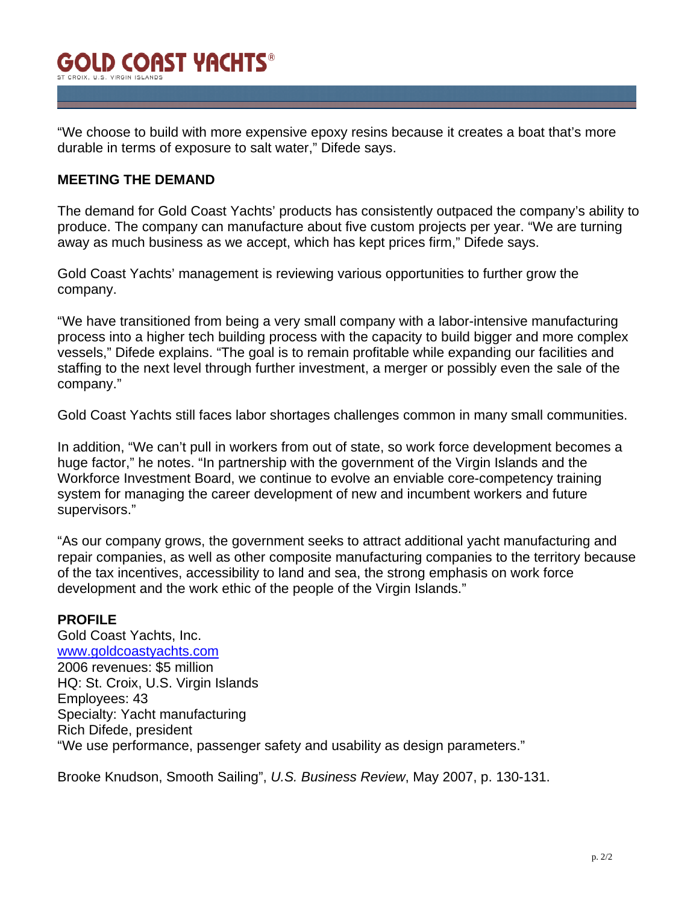“We choose to build with more expensive epoxy resins because it creates a boat that’s more durable in terms of exposure to salt water,” Difede says.

**MEETING THE DEMAND**

The demand for Gold Coast Yachts’ products has consistently outpaced the company’s ability to produce. The company can manufacture about five custom projects per year. “We are turning away as much business as we accept, which has kept prices firm,” Difede says.

Gold Coast Yachts’ management is reviewing various opportunities to further grow the company.

“We have transitioned from being a very small company with a labor-intensive manufacturing process into a higher tech building process with the capacity to build bigger and more complex vessels,” Difede explains. “The goal is to remain profitable while expanding our facilities and staffing to the next level through further investment, a merger or possibly even the sale of the company.”

Gold Coast Yachts still faces labor shortages challenges common in many small communities.

In addition, “We can’t pull in workers from out of state, so work force development becomes a huge factor,” he notes. “In partnership with the government of the Virgin Islands and the Workforce Investment Board, we continue to evolve an enviable core-competency training system for managing the career development of new and incumbent workers and future supervisors.”

“As our company grows, the government seeks to attract additional yacht manufacturing and repair companies, as well as other composite manufacturing companies to the territory because of the tax incentives, accessibility to land and sea, the strong emphasis on work force development and the work ethic of the people of the Virgin Islands.”

**PROFILE**
Gold Coast Yachts, Inc.
www.goldcoastyachts.com
2006 revenues: $5 million
HQ: St. Croix, U.S. Virgin Islands
Employees: 43
Specialty: Yacht manufacturing
Rich Difede, president
“We use performance, passenger safety and usability as design parameters.”

Brooke Knudson, Smooth Sailing”, *U.S. Business Review*, May 2007, p. 130-131.